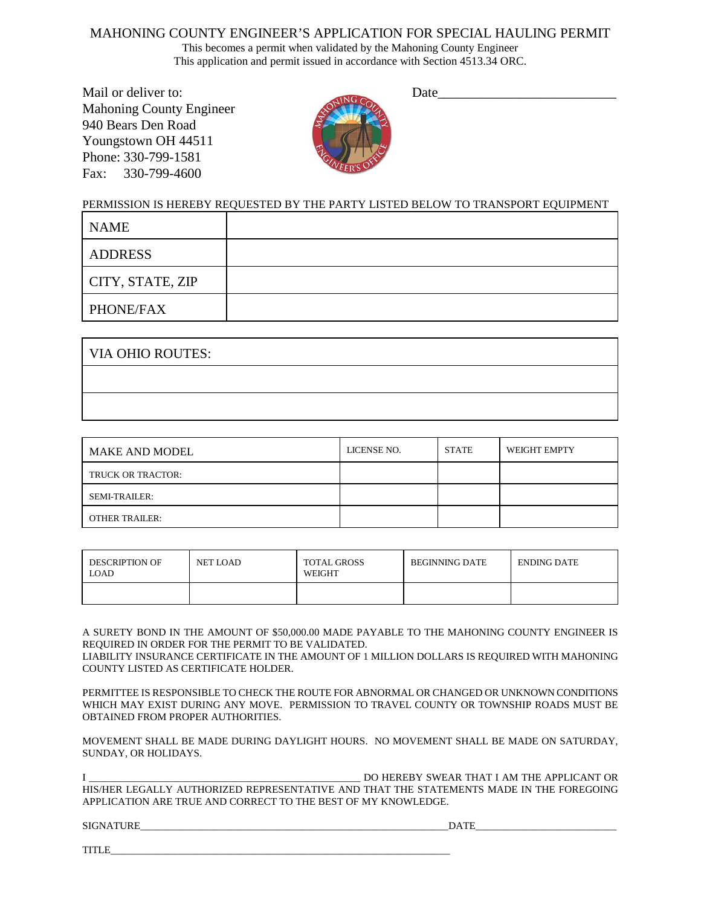# MAHONING COUNTY ENGINEER'S APPLICATION FOR SPECIAL HAULING PERMIT

This becomes a permit when validated by the Mahoning County Engineer
This application and permit issued in accordance with Section 4513.34 ORC.

Mail or deliver to:
Mahoning County Engineer
940 Bears Den Road
Youngstown OH 44511
Phone: 330-799-1581
Fax: 330-799-4600

Date___________________________

PERMISSION IS HEREBY REQUESTED BY THE PARTY LISTED BELOW TO TRANSPORT EQUIPMENT

| NAME | |
|---|---|
| ADDRESS | |
| CITY, STATE, ZIP | |
| PHONE/FAX | |

| VIA OHIO ROUTES: |
|---|
| |
| |

| MAKE AND MODEL | LICENSE NO. | STATE | WEIGHT EMPTY |
|---|---|---|---|
| TRUCK OR TRACTOR: | | | |
| SEMI-TRAILER: | | | |
| OTHER TRAILER: | | | |

| DESCRIPTION OF LOAD | NET LOAD | TOTAL GROSS WEIGHT | BEGINNING DATE | ENDING DATE |
|---|---|---|---|---|
| | | | | |

A SURETY BOND IN THE AMOUNT OF $50,000.00 MADE PAYABLE TO THE MAHONING COUNTY ENGINEER IS REQUIRED IN ORDER FOR THE PERMIT TO BE VALIDATED.
LIABILITY INSURANCE CERTIFICATE IN THE AMOUNT OF 1 MILLION DOLLARS IS REQUIRED WITH MAHONING COUNTY LISTED AS CERTIFICATE HOLDER.

PERMITTEE IS RESPONSIBLE TO CHECK THE ROUTE FOR ABNORMAL OR CHANGED OR UNKNOWN CONDITIONS WHICH MAY EXIST DURING ANY MOVE. PERMISSION TO TRAVEL COUNTY OR TOWNSHIP ROADS MUST BE OBTAINED FROM PROPER AUTHORITIES.

MOVEMENT SHALL BE MADE DURING DAYLIGHT HOURS. NO MOVEMENT SHALL BE MADE ON SATURDAY, SUNDAY, OR HOLIDAYS.

I _____________________________________________________ DO HEREBY SWEAR THAT I AM THE APPLICANT OR HIS/HER LEGALLY AUTHORIZED REPRESENTATIVE AND THAT THE STATEMENTS MADE IN THE FOREGOING APPLICATION ARE TRUE AND CORRECT TO THE BEST OF MY KNOWLEDGE.

SIGNATURE____________________________________________________________DATE___________________________

TITLE__________________________________________________________________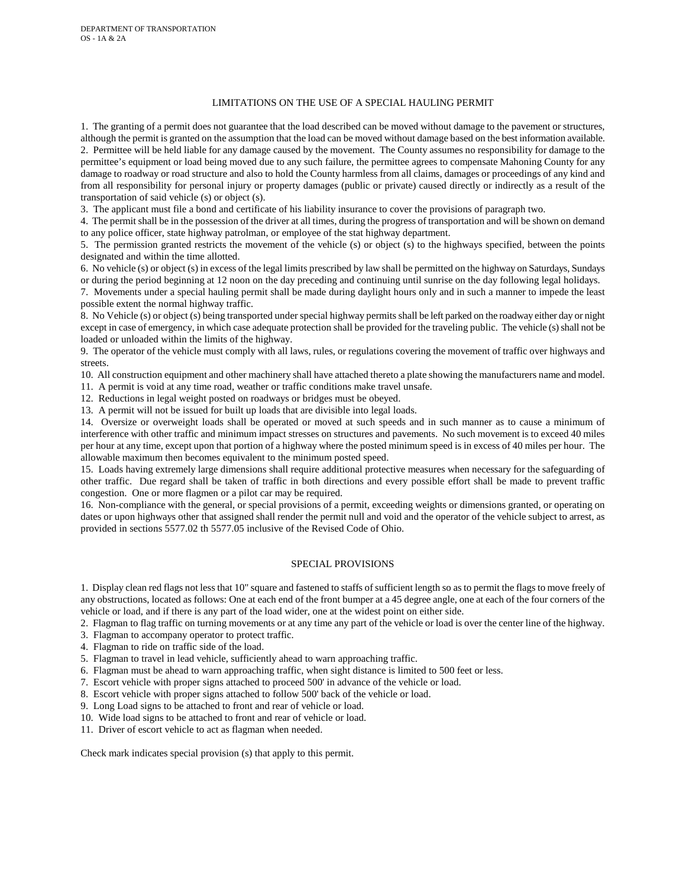DEPARTMENT OF TRANSPORTATION
OS - 1A & 2A

## LIMITATIONS ON THE USE OF A SPECIAL HAULING PERMIT

1. The granting of a permit does not guarantee that the load described can be moved without damage to the pavement or structures, although the permit is granted on the assumption that the load can be moved without damage based on the best information available.
2. Permittee will be held liable for any damage caused by the movement. The County assumes no responsibility for damage to the permittee's equipment or load being moved due to any such failure, the permittee agrees to compensate Mahoning County for any damage to roadway or road structure and also to hold the County harmless from all claims, damages or proceedings of any kind and from all responsibility for personal injury or property damages (public or private) caused directly or indirectly as a result of the transportation of said vehicle (s) or object (s).
3. The applicant must file a bond and certificate of his liability insurance to cover the provisions of paragraph two.
4. The permit shall be in the possession of the driver at all times, during the progress of transportation and will be shown on demand to any police officer, state highway patrolman, or employee of the stat highway department.
5. The permission granted restricts the movement of the vehicle (s) or object (s) to the highways specified, between the points designated and within the time allotted.
6. No vehicle (s) or object (s) in excess of the legal limits prescribed by law shall be permitted on the highway on Saturdays, Sundays or during the period beginning at 12 noon on the day preceding and continuing until sunrise on the day following legal holidays.
7. Movements under a special hauling permit shall be made during daylight hours only and in such a manner to impede the least possible extent the normal highway traffic.
8. No Vehicle (s) or object (s) being transported under special highway permits shall be left parked on the roadway either day or night except in case of emergency, in which case adequate protection shall be provided for the traveling public. The vehicle (s) shall not be loaded or unloaded within the limits of the highway.
9. The operator of the vehicle must comply with all laws, rules, or regulations covering the movement of traffic over highways and streets.
10. All construction equipment and other machinery shall have attached thereto a plate showing the manufacturers name and model.
11. A permit is void at any time road, weather or traffic conditions make travel unsafe.
12. Reductions in legal weight posted on roadways or bridges must be obeyed.
13. A permit will not be issued for built up loads that are divisible into legal loads.
14. Oversize or overweight loads shall be operated or moved at such speeds and in such manner as to cause a minimum of interference with other traffic and minimum impact stresses on structures and pavements. No such movement is to exceed 40 miles per hour at any time, except upon that portion of a highway where the posted minimum speed is in excess of 40 miles per hour. The allowable maximum then becomes equivalent to the minimum posted speed.
15. Loads having extremely large dimensions shall require additional protective measures when necessary for the safeguarding of other traffic. Due regard shall be taken of traffic in both directions and every possible effort shall be made to prevent traffic congestion. One or more flagmen or a pilot car may be required.
16. Non-compliance with the general, or special provisions of a permit, exceeding weights or dimensions granted, or operating on dates or upon highways other that assigned shall render the permit null and void and the operator of the vehicle subject to arrest, as provided in sections 5577.02 th 5577.05 inclusive of the Revised Code of Ohio.

## SPECIAL PROVISIONS

1. Display clean red flags not less that 10" square and fastened to staffs of sufficient length so as to permit the flags to move freely of any obstructions, located as follows: One at each end of the front bumper at a 45 degree angle, one at each of the four corners of the vehicle or load, and if there is any part of the load wider, one at the widest point on either side.
2. Flagman to flag traffic on turning movements or at any time any part of the vehicle or load is over the center line of the highway.
3. Flagman to accompany operator to protect traffic.
4. Flagman to ride on traffic side of the load.
5. Flagman to travel in lead vehicle, sufficiently ahead to warn approaching traffic.
6. Flagman must be ahead to warn approaching traffic, when sight distance is limited to 500 feet or less.
7. Escort vehicle with proper signs attached to proceed 500' in advance of the vehicle or load.
8. Escort vehicle with proper signs attached to follow 500' back of the vehicle or load.
9. Long Load signs to be attached to front and rear of vehicle or load.
10. Wide load signs to be attached to front and rear of vehicle or load.
11. Driver of escort vehicle to act as flagman when needed.

Check mark indicates special provision (s) that apply to this permit.